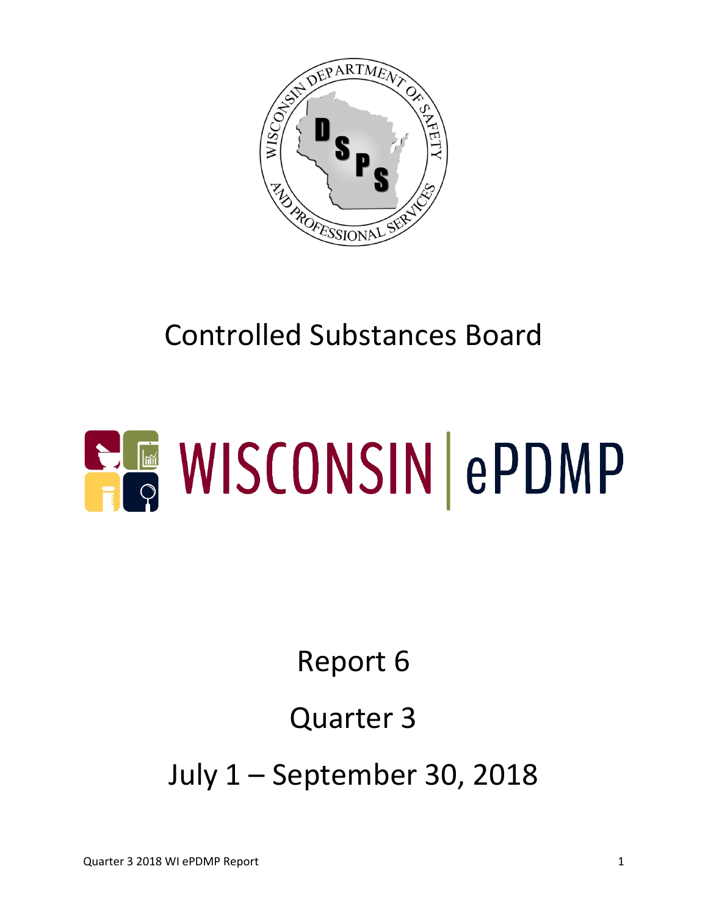# Controlled Substances Board

# WISCONSIN | ePDMP

## Report 6

## Quarter 3

## July 1 – September 30, 2018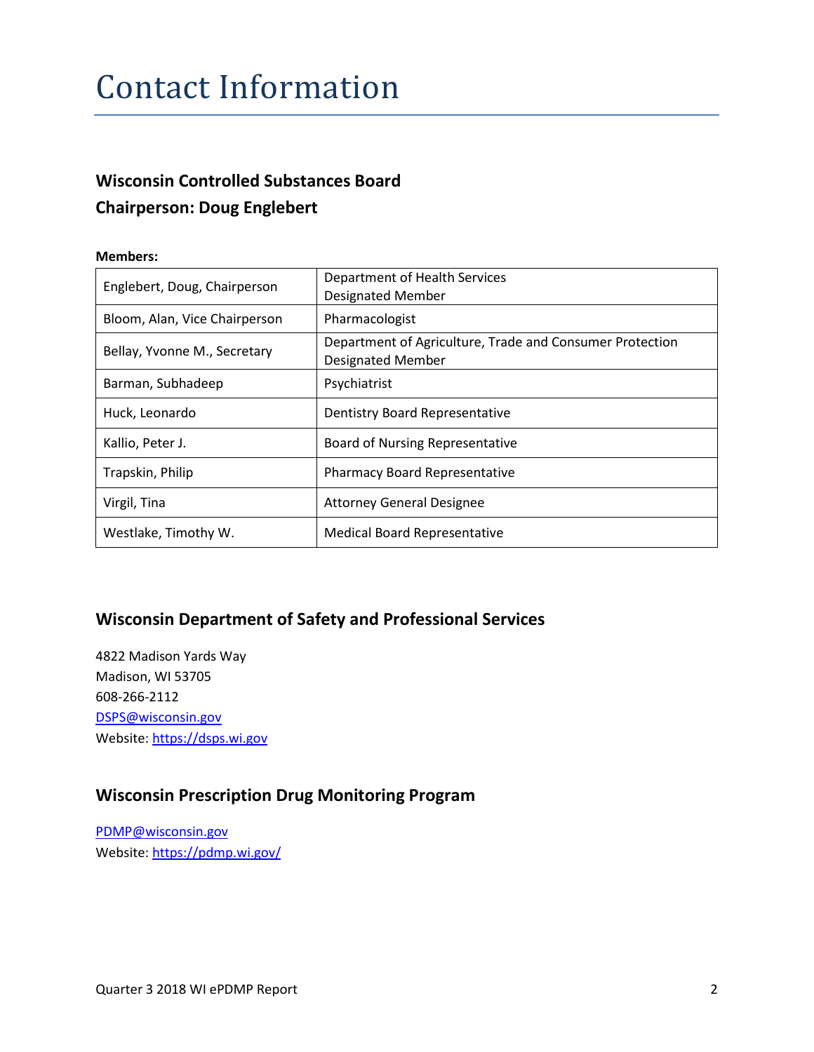# Contact Information

### Wisconsin Controlled Substances Board
### Chairperson: Doug Englebert

**Members:**

| | |
|---|---|
| Englebert, Doug, Chairperson | Department of Health Services Designated Member |
| Bloom, Alan, Vice Chairperson | Pharmacologist |
| Bellay, Yvonne M., Secretary | Department of Agriculture, Trade and Consumer Protection Designated Member |
| Barman, Subhadeep | Psychiatrist |
| Huck, Leonardo | Dentistry Board Representative |
| Kallio, Peter J. | Board of Nursing Representative |
| Trapskin, Philip | Pharmacy Board Representative |
| Virgil, Tina | Attorney General Designee |
| Westlake, Timothy W. | Medical Board Representative |

### Wisconsin Department of Safety and Professional Services

4822 Madison Yards Way
Madison, WI 53705
608-266-2112
DSPS@wisconsin.gov
Website: https://dsps.wi.gov

### Wisconsin Prescription Drug Monitoring Program

PDMP@wisconsin.gov
Website: https://pdmp.wi.gov/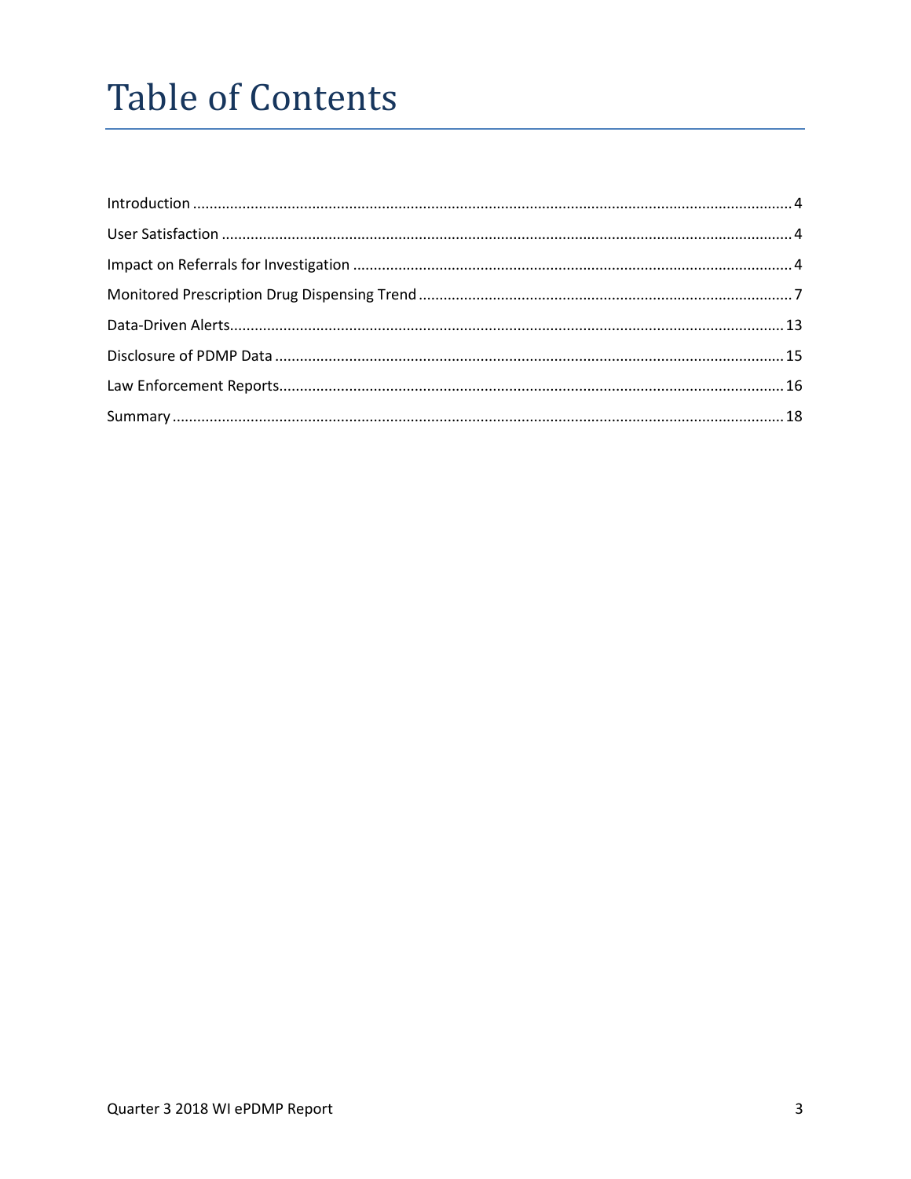# Table of Contents

Introduction ........................................................................ 4

User Satisfaction ........................................................................ 4

Impact on Referrals for Investigation ........................................................................ 4

Monitored Prescription Drug Dispensing Trend ........................................................................ 7

Data-Driven Alerts ........................................................................ 13

Disclosure of PDMP Data ........................................................................ 15

Law Enforcement Reports ........................................................................ 16

Summary ........................................................................ 18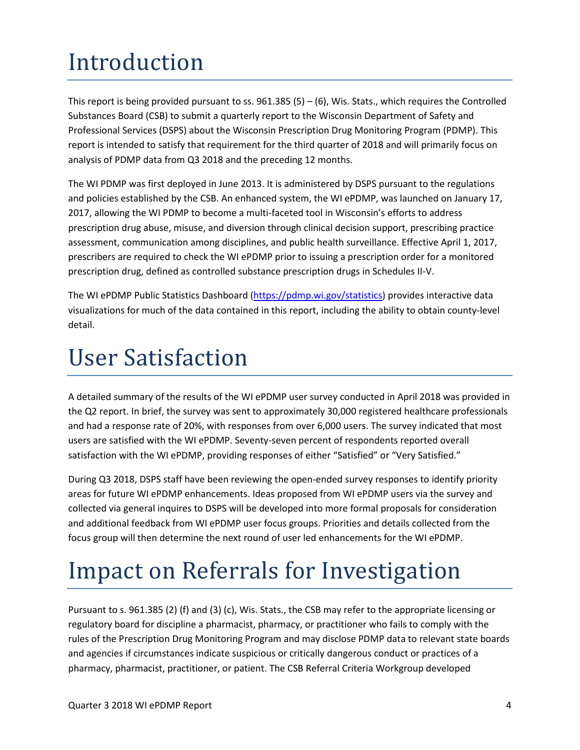# Introduction

This report is being provided pursuant to ss. 961.385 (5) – (6), Wis. Stats., which requires the Controlled Substances Board (CSB) to submit a quarterly report to the Wisconsin Department of Safety and Professional Services (DSPS) about the Wisconsin Prescription Drug Monitoring Program (PDMP). This report is intended to satisfy that requirement for the third quarter of 2018 and will primarily focus on analysis of PDMP data from Q3 2018 and the preceding 12 months.

The WI PDMP was first deployed in June 2013. It is administered by DSPS pursuant to the regulations and policies established by the CSB. An enhanced system, the WI ePDMP, was launched on January 17, 2017, allowing the WI PDMP to become a multi-faceted tool in Wisconsin's efforts to address prescription drug abuse, misuse, and diversion through clinical decision support, prescribing practice assessment, communication among disciplines, and public health surveillance. Effective April 1, 2017, prescribers are required to check the WI ePDMP prior to issuing a prescription order for a monitored prescription drug, defined as controlled substance prescription drugs in Schedules II-V.

The WI ePDMP Public Statistics Dashboard (https://pdmp.wi.gov/statistics) provides interactive data visualizations for much of the data contained in this report, including the ability to obtain county-level detail.

# User Satisfaction

A detailed summary of the results of the WI ePDMP user survey conducted in April 2018 was provided in the Q2 report. In brief, the survey was sent to approximately 30,000 registered healthcare professionals and had a response rate of 20%, with responses from over 6,000 users. The survey indicated that most users are satisfied with the WI ePDMP. Seventy-seven percent of respondents reported overall satisfaction with the WI ePDMP, providing responses of either "Satisfied" or "Very Satisfied."

During Q3 2018, DSPS staff have been reviewing the open-ended survey responses to identify priority areas for future WI ePDMP enhancements. Ideas proposed from WI ePDMP users via the survey and collected via general inquires to DSPS will be developed into more formal proposals for consideration and additional feedback from WI ePDMP user focus groups. Priorities and details collected from the focus group will then determine the next round of user led enhancements for the WI ePDMP.

# Impact on Referrals for Investigation

Pursuant to s. 961.385 (2) (f) and (3) (c), Wis. Stats., the CSB may refer to the appropriate licensing or regulatory board for discipline a pharmacist, pharmacy, or practitioner who fails to comply with the rules of the Prescription Drug Monitoring Program and may disclose PDMP data to relevant state boards and agencies if circumstances indicate suspicious or critically dangerous conduct or practices of a pharmacy, pharmacist, practitioner, or patient. The CSB Referral Criteria Workgroup developed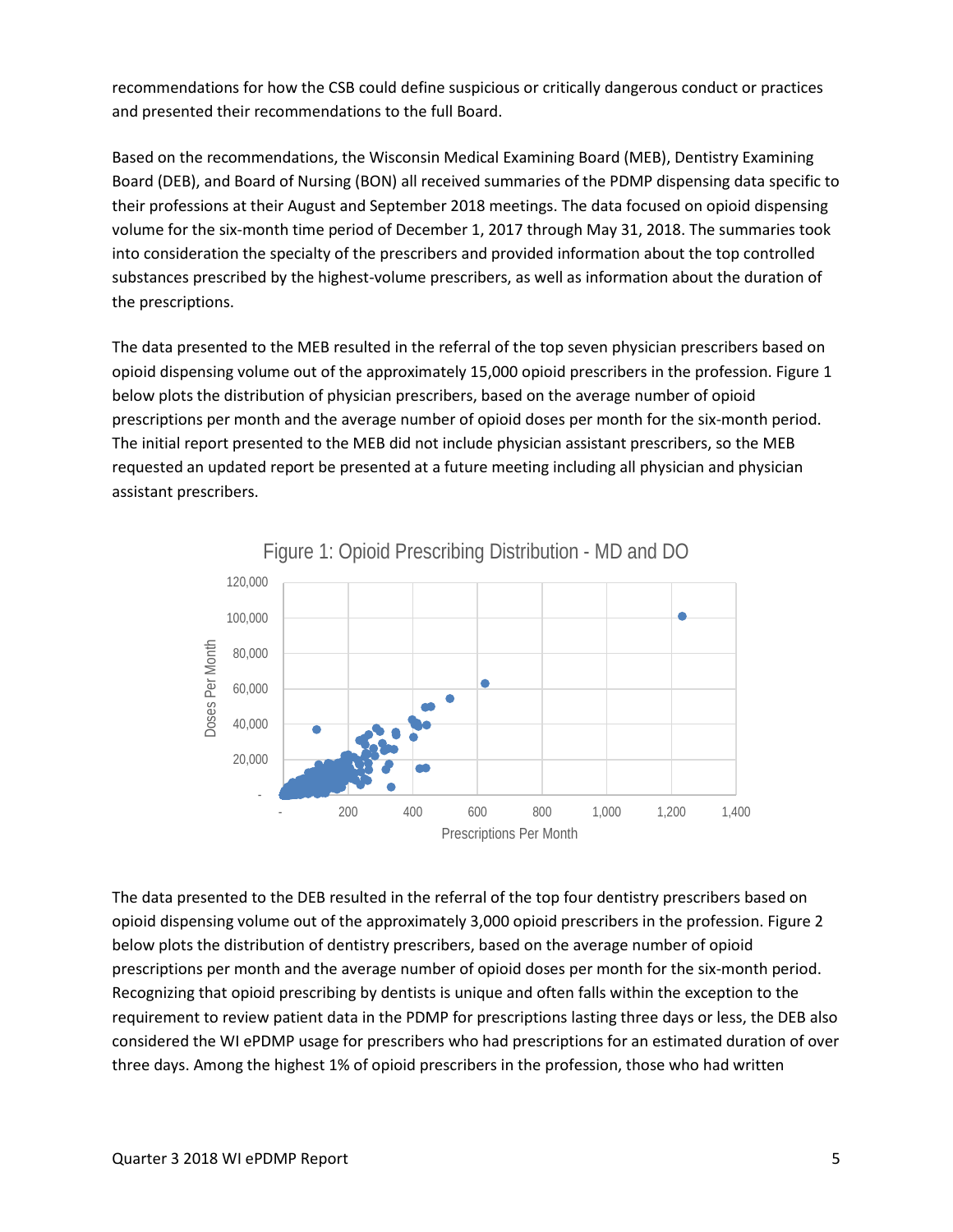recommendations for how the CSB could define suspicious or critically dangerous conduct or practices and presented their recommendations to the full Board.

Based on the recommendations, the Wisconsin Medical Examining Board (MEB), Dentistry Examining Board (DEB), and Board of Nursing (BON) all received summaries of the PDMP dispensing data specific to their professions at their August and September 2018 meetings. The data focused on opioid dispensing volume for the six-month time period of December 1, 2017 through May 31, 2018. The summaries took into consideration the specialty of the prescribers and provided information about the top controlled substances prescribed by the highest-volume prescribers, as well as information about the duration of the prescriptions.

The data presented to the MEB resulted in the referral of the top seven physician prescribers based on opioid dispensing volume out of the approximately 15,000 opioid prescribers in the profession. Figure 1 below plots the distribution of physician prescribers, based on the average number of opioid prescriptions per month and the average number of opioid doses per month for the six-month period. The initial report presented to the MEB did not include physician assistant prescribers, so the MEB requested an updated report be presented at a future meeting including all physician and physician assistant prescribers.

Figure 1: Opioid Prescribing Distribution - MD and DO

The data presented to the DEB resulted in the referral of the top four dentistry prescribers based on opioid dispensing volume out of the approximately 3,000 opioid prescribers in the profession. Figure 2 below plots the distribution of dentistry prescribers, based on the average number of opioid prescriptions per month and the average number of opioid doses per month for the six-month period. Recognizing that opioid prescribing by dentists is unique and often falls within the exception to the requirement to review patient data in the PDMP for prescriptions lasting three days or less, the DEB also considered the WI ePDMP usage for prescribers who had prescriptions for an estimated duration of over three days. Among the highest 1% of opioid prescribers in the profession, those who had written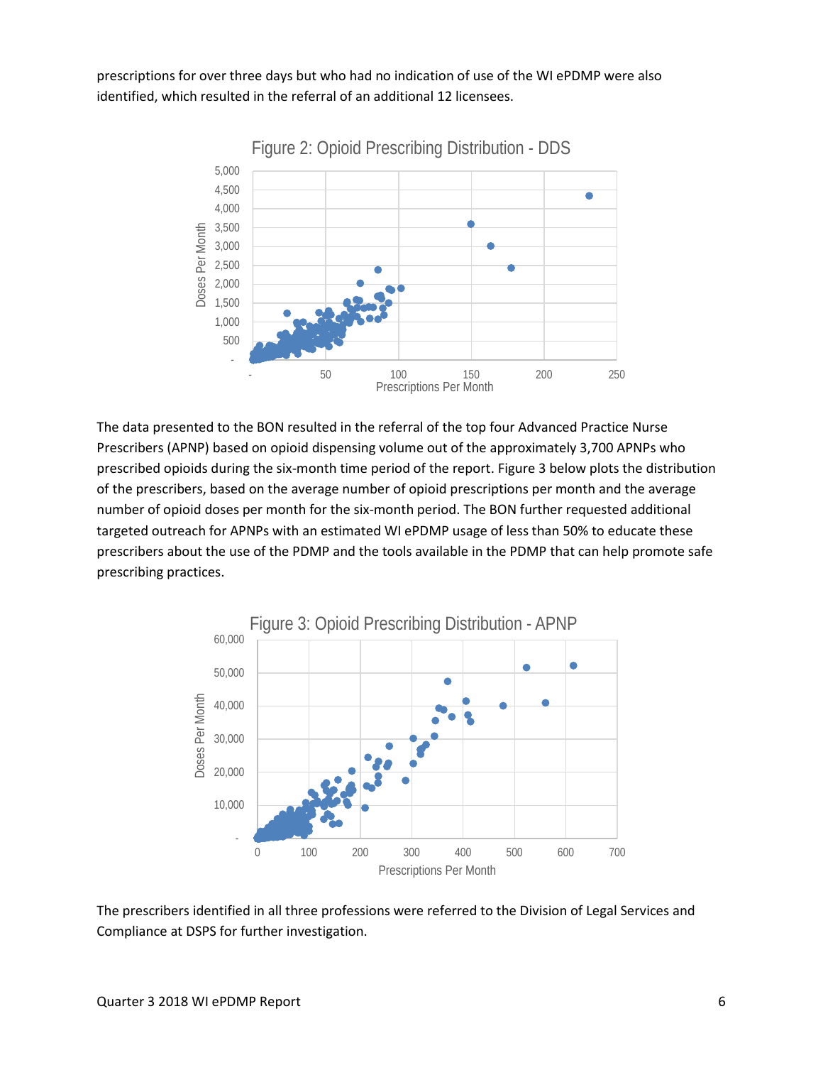prescriptions for over three days but who had no indication of use of the WI ePDMP were also identified, which resulted in the referral of an additional 12 licensees.

Figure 2: Opioid Prescribing Distribution - DDS

The data presented to the BON resulted in the referral of the top four Advanced Practice Nurse Prescribers (APNP) based on opioid dispensing volume out of the approximately 3,700 APNPs who prescribed opioids during the six-month time period of the report. Figure 3 below plots the distribution of the prescribers, based on the average number of opioid prescriptions per month and the average number of opioid doses per month for the six-month period. The BON further requested additional targeted outreach for APNPs with an estimated WI ePDMP usage of less than 50% to educate these prescribers about the use of the PDMP and the tools available in the PDMP that can help promote safe prescribing practices.

Figure 3: Opioid Prescribing Distribution - APNP

The prescribers identified in all three professions were referred to the Division of Legal Services and Compliance at DSPS for further investigation.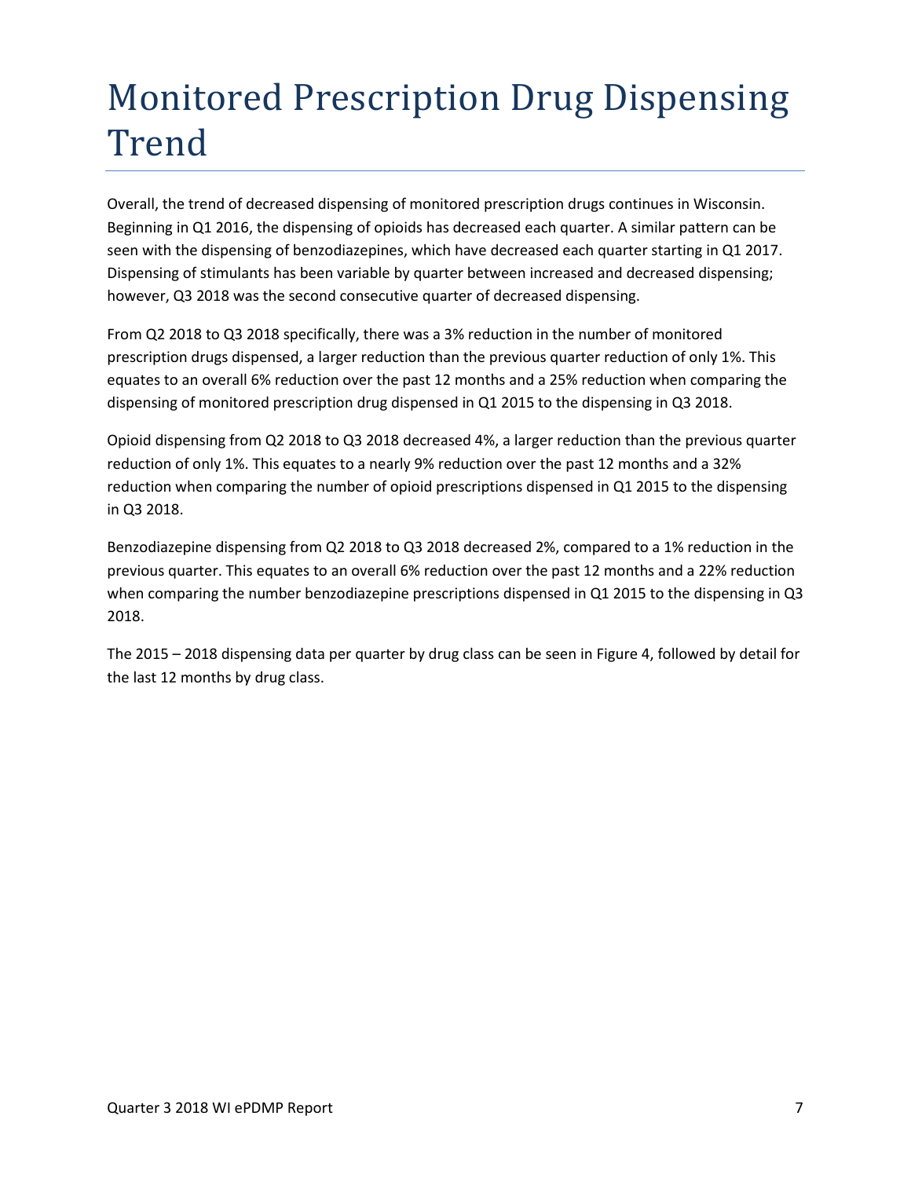# Monitored Prescription Drug Dispensing Trend

Overall, the trend of decreased dispensing of monitored prescription drugs continues in Wisconsin. Beginning in Q1 2016, the dispensing of opioids has decreased each quarter. A similar pattern can be seen with the dispensing of benzodiazepines, which have decreased each quarter starting in Q1 2017. Dispensing of stimulants has been variable by quarter between increased and decreased dispensing; however, Q3 2018 was the second consecutive quarter of decreased dispensing.

From Q2 2018 to Q3 2018 specifically, there was a 3% reduction in the number of monitored prescription drugs dispensed, a larger reduction than the previous quarter reduction of only 1%. This equates to an overall 6% reduction over the past 12 months and a 25% reduction when comparing the dispensing of monitored prescription drug dispensed in Q1 2015 to the dispensing in Q3 2018.

Opioid dispensing from Q2 2018 to Q3 2018 decreased 4%, a larger reduction than the previous quarter reduction of only 1%. This equates to a nearly 9% reduction over the past 12 months and a 32% reduction when comparing the number of opioid prescriptions dispensed in Q1 2015 to the dispensing in Q3 2018.

Benzodiazepine dispensing from Q2 2018 to Q3 2018 decreased 2%, compared to a 1% reduction in the previous quarter. This equates to an overall 6% reduction over the past 12 months and a 22% reduction when comparing the number benzodiazepine prescriptions dispensed in Q1 2015 to the dispensing in Q3 2018.

The 2015 – 2018 dispensing data per quarter by drug class can be seen in Figure 4, followed by detail for the last 12 months by drug class.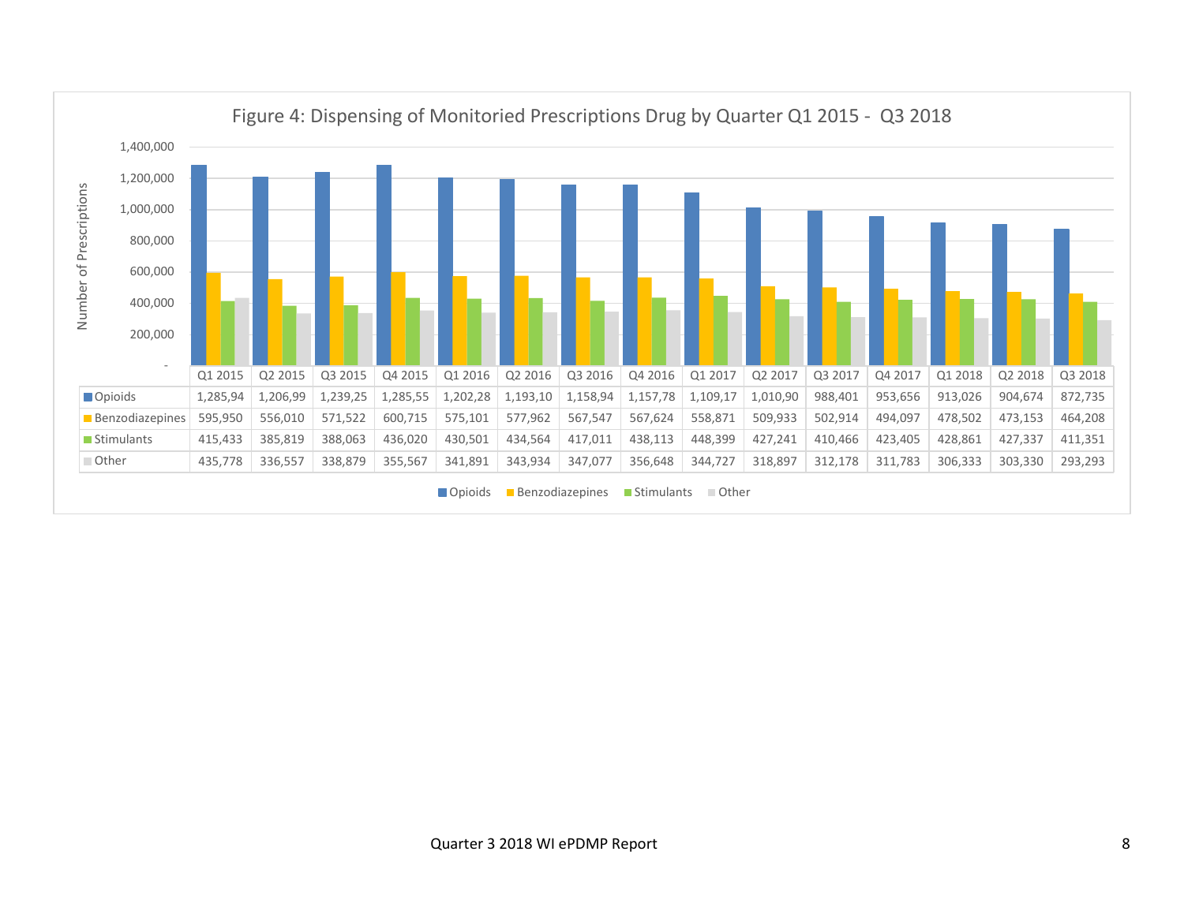Figure 4: Dispensing of Monitoried Prescriptions Drug by Quarter Q1 2015 - Q3 2018

| | Q1 2015 | Q2 2015 | Q3 2015 | Q4 2015 | Q1 2016 | Q2 2016 | Q3 2016 | Q4 2016 | Q1 2017 | Q2 2017 | Q3 2017 | Q4 2017 | Q1 2018 | Q2 2018 | Q3 2018 |
|---|---|---|---|---|---|---|---|---|---|---|---|---|---|---|---|
| Opioids | 1,285,94 | 1,206,99 | 1,239,25 | 1,285,55 | 1,202,28 | 1,193,10 | 1,158,94 | 1,157,78 | 1,109,17 | 1,010,90 | 988,401 | 953,656 | 913,026 | 904,674 | 872,735 |
| Benzodiazepines | 595,950 | 556,010 | 571,522 | 600,715 | 575,101 | 577,962 | 567,547 | 567,624 | 558,871 | 509,933 | 502,914 | 494,097 | 478,502 | 473,153 | 464,208 |
| Stimulants | 415,433 | 385,819 | 388,063 | 436,020 | 430,501 | 434,564 | 417,011 | 438,113 | 448,399 | 427,241 | 410,466 | 423,405 | 428,861 | 427,337 | 411,351 |
| Other | 435,778 | 336,557 | 338,879 | 355,567 | 341,891 | 343,934 | 347,077 | 356,648 | 344,727 | 318,897 | 312,178 | 311,783 | 306,333 | 303,330 | 293,293 |

Number of Prescriptions

Opioids · Benzodiazepines · Stimulants · Other

Quarter 3 2018 WI ePDMP Report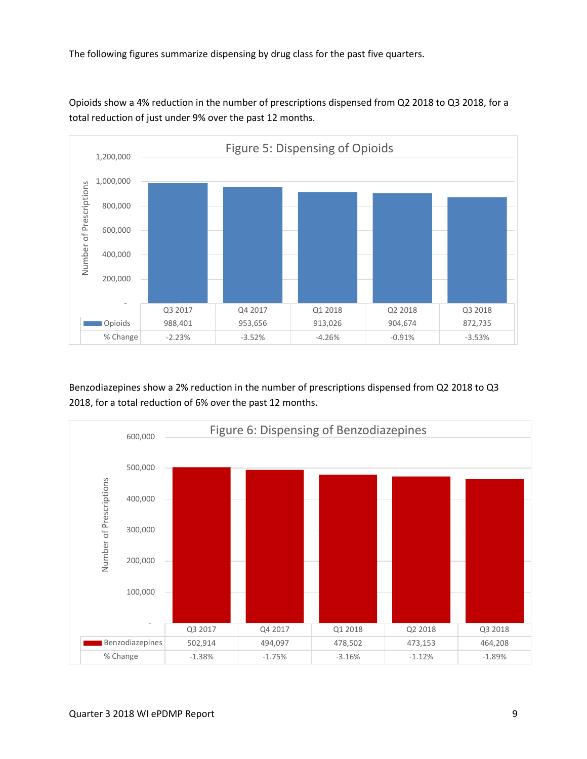The following figures summarize dispensing by drug class for the past five quarters.

Opioids show a 4% reduction in the number of prescriptions dispensed from Q2 2018 to Q3 2018, for a total reduction of just under 9% over the past 12 months.

**Figure 5: Dispensing of Opioids**

| | Q3 2017 | Q4 2017 | Q1 2018 | Q2 2018 | Q3 2018 |
|---|---|---|---|---|---|
| Opioids | 988,401 | 953,656 | 913,026 | 904,674 | 872,735 |
| % Change | -2.23% | -3.52% | -4.26% | -0.91% | -3.53% |

Benzodiazepines show a 2% reduction in the number of prescriptions dispensed from Q2 2018 to Q3 2018, for a total reduction of 6% over the past 12 months.

**Figure 6: Dispensing of Benzodiazepines**

| | Q3 2017 | Q4 2017 | Q1 2018 | Q2 2018 | Q3 2018 |
|---|---|---|---|---|---|
| Benzodiazepines | 502,914 | 494,097 | 478,502 | 473,153 | 464,208 |
| % Change | -1.38% | -1.75% | -3.16% | -1.12% | -1.89% |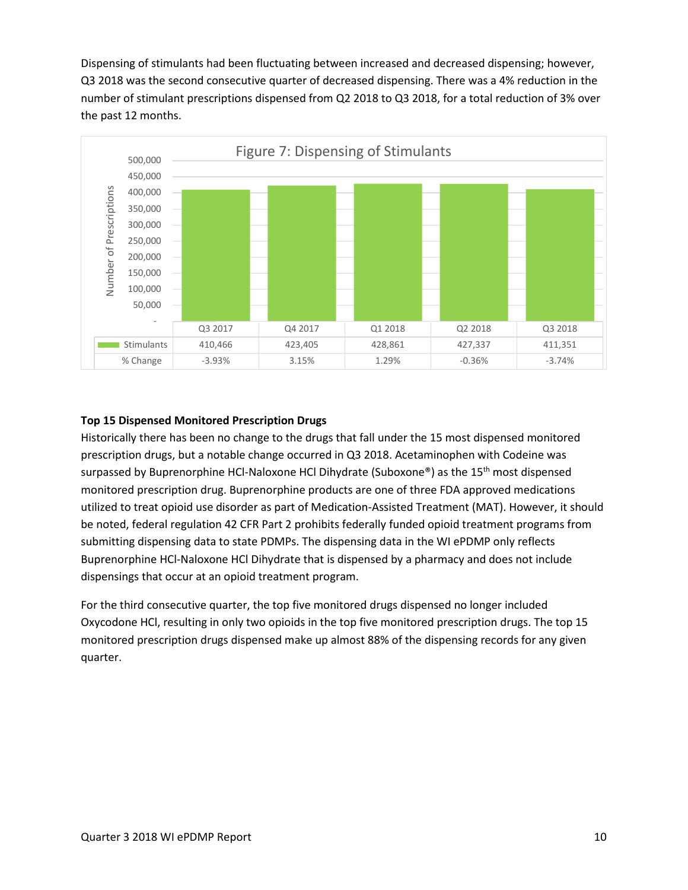Dispensing of stimulants had been fluctuating between increased and decreased dispensing; however, Q3 2018 was the second consecutive quarter of decreased dispensing. There was a 4% reduction in the number of stimulant prescriptions dispensed from Q2 2018 to Q3 2018, for a total reduction of 3% over the past 12 months.

Figure 7: Dispensing of Stimulants

| | Q3 2017 | Q4 2017 | Q1 2018 | Q2 2018 | Q3 2018 |
|---|---|---|---|---|---|
| Stimulants | 410,466 | 423,405 | 428,861 | 427,337 | 411,351 |
| % Change | -3.93% | 3.15% | 1.29% | -0.36% | -3.74% |

**Top 15 Dispensed Monitored Prescription Drugs**

Historically there has been no change to the drugs that fall under the 15 most dispensed monitored prescription drugs, but a notable change occurred in Q3 2018. Acetaminophen with Codeine was surpassed by Buprenorphine HCl-Naloxone HCl Dihydrate (Suboxone®) as the 15th most dispensed monitored prescription drug. Buprenorphine products are one of three FDA approved medications utilized to treat opioid use disorder as part of Medication-Assisted Treatment (MAT). However, it should be noted, federal regulation 42 CFR Part 2 prohibits federally funded opioid treatment programs from submitting dispensing data to state PDMPs. The dispensing data in the WI ePDMP only reflects Buprenorphine HCl-Naloxone HCl Dihydrate that is dispensed by a pharmacy and does not include dispensings that occur at an opioid treatment program.

For the third consecutive quarter, the top five monitored drugs dispensed no longer included Oxycodone HCl, resulting in only two opioids in the top five monitored prescription drugs. The top 15 monitored prescription drugs dispensed make up almost 88% of the dispensing records for any given quarter.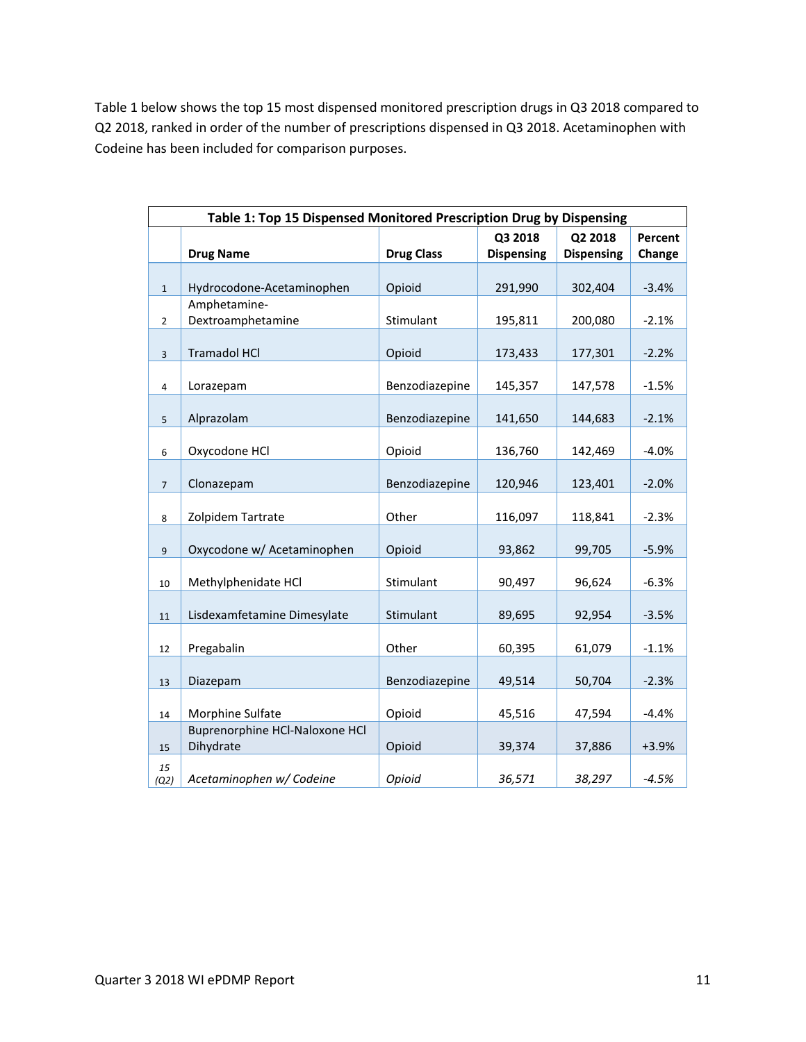Table 1 below shows the top 15 most dispensed monitored prescription drugs in Q3 2018 compared to Q2 2018, ranked in order of the number of prescriptions dispensed in Q3 2018. Acetaminophen with Codeine has been included for comparison purposes.

| Table 1: Top 15 Dispensed Monitored Prescription Drug by Dispensing | | | | | |
|---|---|---|---|---|---|
| | **Drug Name** | **Drug Class** | **Q3 2018 Dispensing** | **Q2 2018 Dispensing** | **Percent Change** |
| 1 | Hydrocodone-Acetaminophen | Opioid | 291,990 | 302,404 | -3.4% |
| 2 | Amphetamine-Dextroamphetamine | Stimulant | 195,811 | 200,080 | -2.1% |
| 3 | Tramadol HCl | Opioid | 173,433 | 177,301 | -2.2% |
| 4 | Lorazepam | Benzodiazepine | 145,357 | 147,578 | -1.5% |
| 5 | Alprazolam | Benzodiazepine | 141,650 | 144,683 | -2.1% |
| 6 | Oxycodone HCl | Opioid | 136,760 | 142,469 | -4.0% |
| 7 | Clonazepam | Benzodiazepine | 120,946 | 123,401 | -2.0% |
| 8 | Zolpidem Tartrate | Other | 116,097 | 118,841 | -2.3% |
| 9 | Oxycodone w/ Acetaminophen | Opioid | 93,862 | 99,705 | -5.9% |
| 10 | Methylphenidate HCl | Stimulant | 90,497 | 96,624 | -6.3% |
| 11 | Lisdexamfetamine Dimesylate | Stimulant | 89,695 | 92,954 | -3.5% |
| 12 | Pregabalin | Other | 60,395 | 61,079 | -1.1% |
| 13 | Diazepam | Benzodiazepine | 49,514 | 50,704 | -2.3% |
| 14 | Morphine Sulfate | Opioid | 45,516 | 47,594 | -4.4% |
| 15 | Buprenorphine HCl-Naloxone HCl Dihydrate | Opioid | 39,374 | 37,886 | +3.9% |
| *15 (Q2)* | *Acetaminophen w/ Codeine* | *Opioid* | *36,571* | *38,297* | *-4.5%* |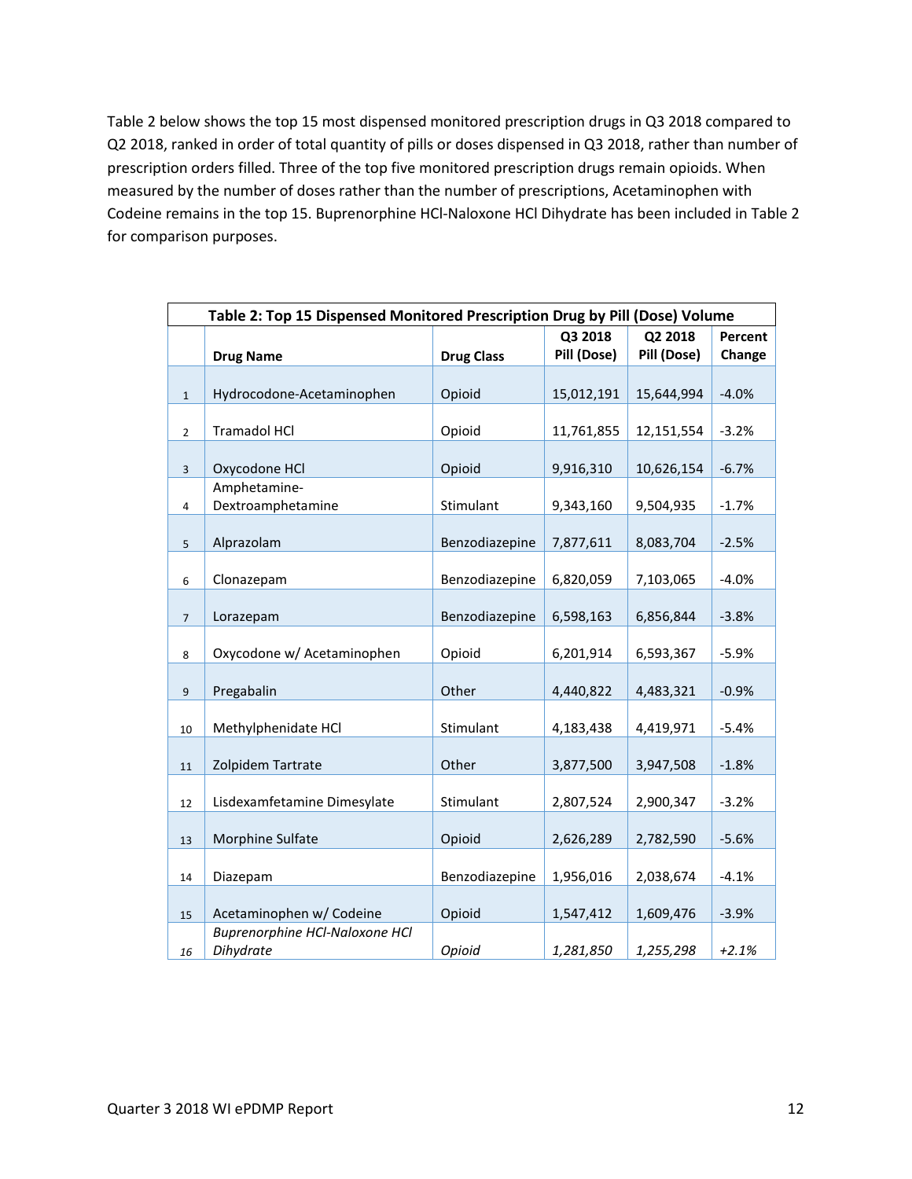Table 2 below shows the top 15 most dispensed monitored prescription drugs in Q3 2018 compared to Q2 2018, ranked in order of total quantity of pills or doses dispensed in Q3 2018, rather than number of prescription orders filled. Three of the top five monitored prescription drugs remain opioids. When measured by the number of doses rather than the number of prescriptions, Acetaminophen with Codeine remains in the top 15. Buprenorphine HCl-Naloxone HCl Dihydrate has been included in Table 2 for comparison purposes.

**Table 2: Top 15 Dispensed Monitored Prescription Drug by Pill (Dose) Volume**

| | Drug Name | Drug Class | Q3 2018 Pill (Dose) | Q2 2018 Pill (Dose) | Percent Change |
|---|---|---|---|---|---|
| 1 | Hydrocodone-Acetaminophen | Opioid | 15,012,191 | 15,644,994 | -4.0% |
| 2 | Tramadol HCl | Opioid | 11,761,855 | 12,151,554 | -3.2% |
| 3 | Oxycodone HCl | Opioid | 9,916,310 | 10,626,154 | -6.7% |
| 4 | Amphetamine-Dextroamphetamine | Stimulant | 9,343,160 | 9,504,935 | -1.7% |
| 5 | Alprazolam | Benzodiazepine | 7,877,611 | 8,083,704 | -2.5% |
| 6 | Clonazepam | Benzodiazepine | 6,820,059 | 7,103,065 | -4.0% |
| 7 | Lorazepam | Benzodiazepine | 6,598,163 | 6,856,844 | -3.8% |
| 8 | Oxycodone w/ Acetaminophen | Opioid | 6,201,914 | 6,593,367 | -5.9% |
| 9 | Pregabalin | Other | 4,440,822 | 4,483,321 | -0.9% |
| 10 | Methylphenidate HCl | Stimulant | 4,183,438 | 4,419,971 | -5.4% |
| 11 | Zolpidem Tartrate | Other | 3,877,500 | 3,947,508 | -1.8% |
| 12 | Lisdexamfetamine Dimesylate | Stimulant | 2,807,524 | 2,900,347 | -3.2% |
| 13 | Morphine Sulfate | Opioid | 2,626,289 | 2,782,590 | -5.6% |
| 14 | Diazepam | Benzodiazepine | 1,956,016 | 2,038,674 | -4.1% |
| 15 | Acetaminophen w/ Codeine | Opioid | 1,547,412 | 1,609,476 | -3.9% |
| *16* | *Buprenorphine HCl-Naloxone HCl Dihydrate* | *Opioid* | *1,281,850* | *1,255,298* | *+2.1%* |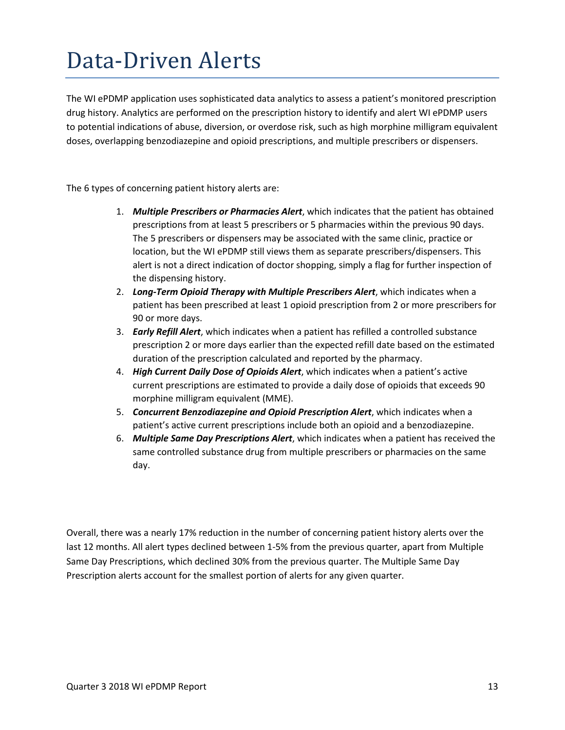# Data-Driven Alerts

The WI ePDMP application uses sophisticated data analytics to assess a patient's monitored prescription drug history. Analytics are performed on the prescription history to identify and alert WI ePDMP users to potential indications of abuse, diversion, or overdose risk, such as high morphine milligram equivalent doses, overlapping benzodiazepine and opioid prescriptions, and multiple prescribers or dispensers.

The 6 types of concerning patient history alerts are:

1. ***Multiple Prescribers or Pharmacies Alert***, which indicates that the patient has obtained prescriptions from at least 5 prescribers or 5 pharmacies within the previous 90 days. The 5 prescribers or dispensers may be associated with the same clinic, practice or location, but the WI ePDMP still views them as separate prescribers/dispensers. This alert is not a direct indication of doctor shopping, simply a flag for further inspection of the dispensing history.
2. ***Long-Term Opioid Therapy with Multiple Prescribers Alert***, which indicates when a patient has been prescribed at least 1 opioid prescription from 2 or more prescribers for 90 or more days.
3. ***Early Refill Alert***, which indicates when a patient has refilled a controlled substance prescription 2 or more days earlier than the expected refill date based on the estimated duration of the prescription calculated and reported by the pharmacy.
4. ***High Current Daily Dose of Opioids Alert***, which indicates when a patient's active current prescriptions are estimated to provide a daily dose of opioids that exceeds 90 morphine milligram equivalent (MME).
5. ***Concurrent Benzodiazepine and Opioid Prescription Alert***, which indicates when a patient's active current prescriptions include both an opioid and a benzodiazepine.
6. ***Multiple Same Day Prescriptions Alert***, which indicates when a patient has received the same controlled substance drug from multiple prescribers or pharmacies on the same day.

Overall, there was a nearly 17% reduction in the number of concerning patient history alerts over the last 12 months. All alert types declined between 1-5% from the previous quarter, apart from Multiple Same Day Prescriptions, which declined 30% from the previous quarter. The Multiple Same Day Prescription alerts account for the smallest portion of alerts for any given quarter.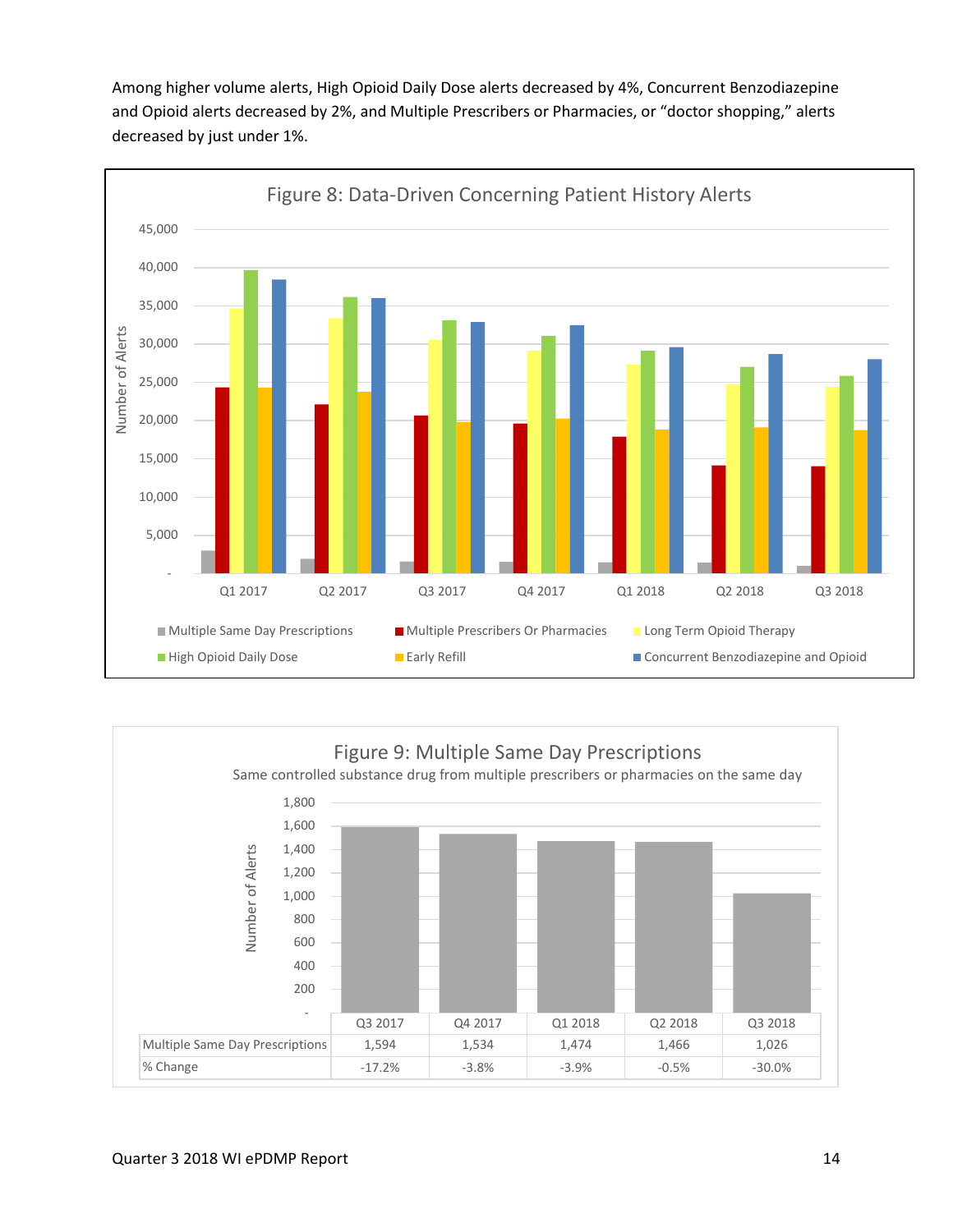Among higher volume alerts, High Opioid Daily Dose alerts decreased by 4%, Concurrent Benzodiazepine and Opioid alerts decreased by 2%, and Multiple Prescribers or Pharmacies, or "doctor shopping," alerts decreased by just under 1%.

Figure 8: Data-Driven Concerning Patient History Alerts

Figure 9: Multiple Same Day Prescriptions

Same controlled substance drug from multiple prescribers or pharmacies on the same day

| | Q3 2017 | Q4 2017 | Q1 2018 | Q2 2018 | Q3 2018 |
|---|---|---|---|---|---|
| Multiple Same Day Prescriptions | 1,594 | 1,534 | 1,474 | 1,466 | 1,026 |
| % Change | -17.2% | -3.8% | -3.9% | -0.5% | -30.0% |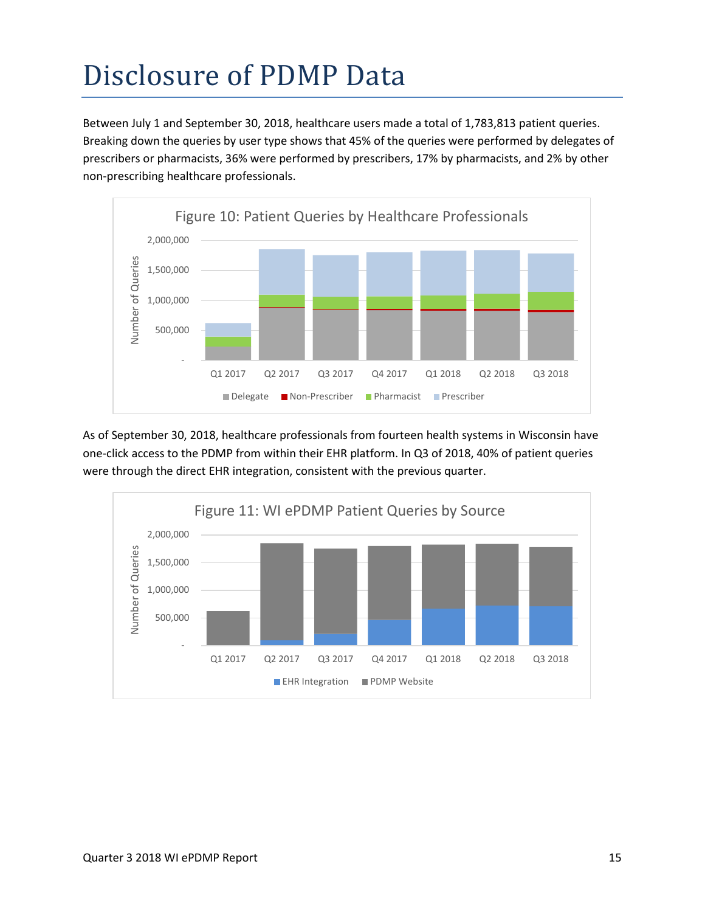# Disclosure of PDMP Data

Between July 1 and September 30, 2018, healthcare users made a total of 1,783,813 patient queries. Breaking down the queries by user type shows that 45% of the queries were performed by delegates of prescribers or pharmacists, 36% were performed by prescribers, 17% by pharmacists, and 2% by other non-prescribing healthcare professionals.

Figure 10: Patient Queries by Healthcare Professionals

As of September 30, 2018, healthcare professionals from fourteen health systems in Wisconsin have one-click access to the PDMP from within their EHR platform. In Q3 of 2018, 40% of patient queries were through the direct EHR integration, consistent with the previous quarter.

Figure 11: WI ePDMP Patient Queries by Source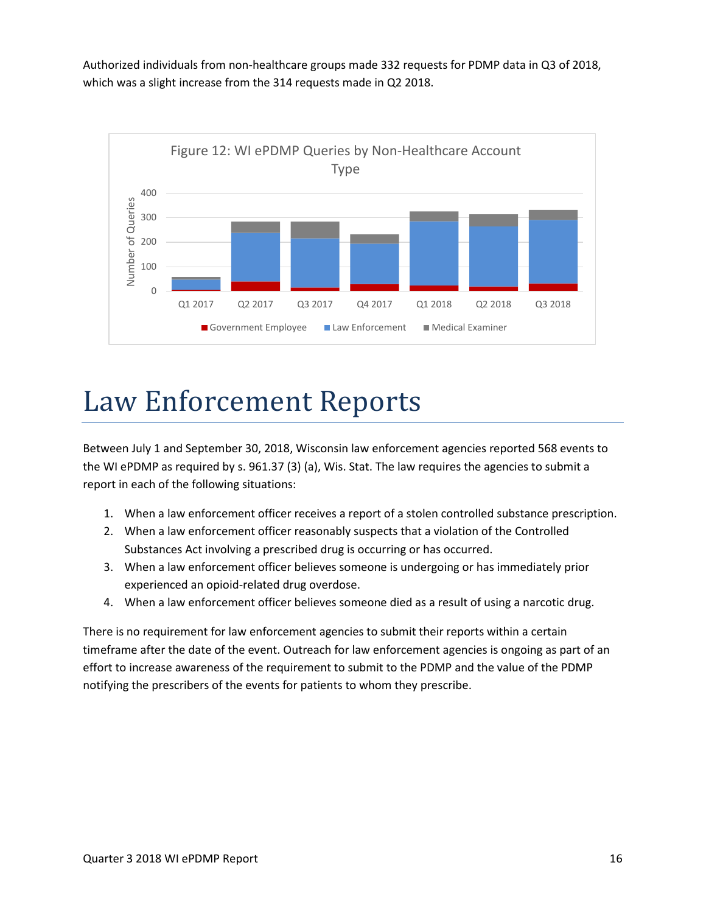Authorized individuals from non-healthcare groups made 332 requests for PDMP data in Q3 of 2018, which was a slight increase from the 314 requests made in Q2 2018.

Figure 12: WI ePDMP Queries by Non-Healthcare Account Type

# Law Enforcement Reports

Between July 1 and September 30, 2018, Wisconsin law enforcement agencies reported 568 events to the WI ePDMP as required by s. 961.37 (3) (a), Wis. Stat. The law requires the agencies to submit a report in each of the following situations:

1. When a law enforcement officer receives a report of a stolen controlled substance prescription.
2. When a law enforcement officer reasonably suspects that a violation of the Controlled Substances Act involving a prescribed drug is occurring or has occurred.
3. When a law enforcement officer believes someone is undergoing or has immediately prior experienced an opioid-related drug overdose.
4. When a law enforcement officer believes someone died as a result of using a narcotic drug.

There is no requirement for law enforcement agencies to submit their reports within a certain timeframe after the date of the event. Outreach for law enforcement agencies is ongoing as part of an effort to increase awareness of the requirement to submit to the PDMP and the value of the PDMP notifying the prescribers of the events for patients to whom they prescribe.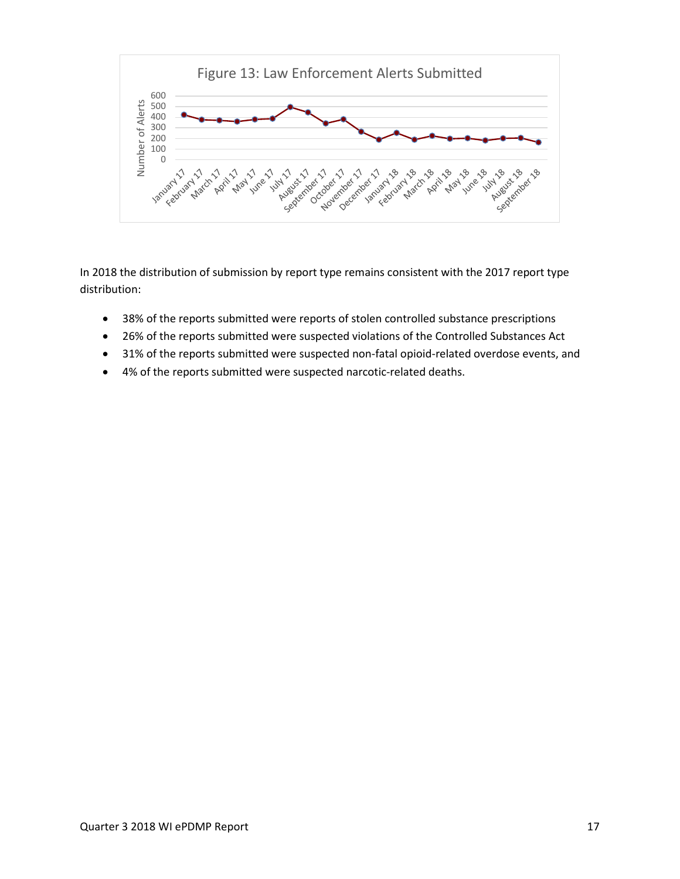Figure 13: Law Enforcement Alerts Submitted

In 2018 the distribution of submission by report type remains consistent with the 2017 report type distribution:

- 38% of the reports submitted were reports of stolen controlled substance prescriptions
- 26% of the reports submitted were suspected violations of the Controlled Substances Act
- 31% of the reports submitted were suspected non-fatal opioid-related overdose events, and
- 4% of the reports submitted were suspected narcotic-related deaths.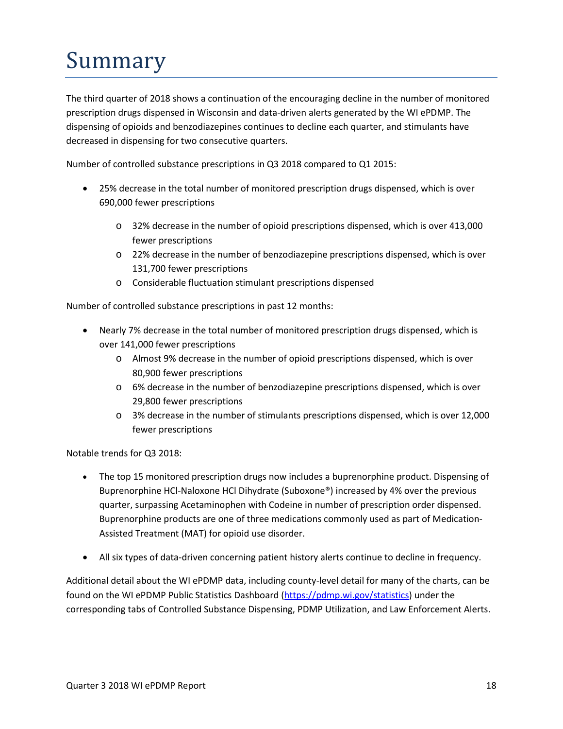# Summary

The third quarter of 2018 shows a continuation of the encouraging decline in the number of monitored prescription drugs dispensed in Wisconsin and data-driven alerts generated by the WI ePDMP. The dispensing of opioids and benzodiazepines continues to decline each quarter, and stimulants have decreased in dispensing for two consecutive quarters.

Number of controlled substance prescriptions in Q3 2018 compared to Q1 2015:

- 25% decrease in the total number of monitored prescription drugs dispensed, which is over 690,000 fewer prescriptions
  - 32% decrease in the number of opioid prescriptions dispensed, which is over 413,000 fewer prescriptions
  - 22% decrease in the number of benzodiazepine prescriptions dispensed, which is over 131,700 fewer prescriptions
  - Considerable fluctuation stimulant prescriptions dispensed

Number of controlled substance prescriptions in past 12 months:

- Nearly 7% decrease in the total number of monitored prescription drugs dispensed, which is over 141,000 fewer prescriptions
  - Almost 9% decrease in the number of opioid prescriptions dispensed, which is over 80,900 fewer prescriptions
  - 6% decrease in the number of benzodiazepine prescriptions dispensed, which is over 29,800 fewer prescriptions
  - 3% decrease in the number of stimulants prescriptions dispensed, which is over 12,000 fewer prescriptions

Notable trends for Q3 2018:

- The top 15 monitored prescription drugs now includes a buprenorphine product. Dispensing of Buprenorphine HCl-Naloxone HCl Dihydrate (Suboxone®) increased by 4% over the previous quarter, surpassing Acetaminophen with Codeine in number of prescription order dispensed. Buprenorphine products are one of three medications commonly used as part of Medication-Assisted Treatment (MAT) for opioid use disorder.

- All six types of data-driven concerning patient history alerts continue to decline in frequency.

Additional detail about the WI ePDMP data, including county-level detail for many of the charts, can be found on the WI ePDMP Public Statistics Dashboard (https://pdmp.wi.gov/statistics) under the corresponding tabs of Controlled Substance Dispensing, PDMP Utilization, and Law Enforcement Alerts.